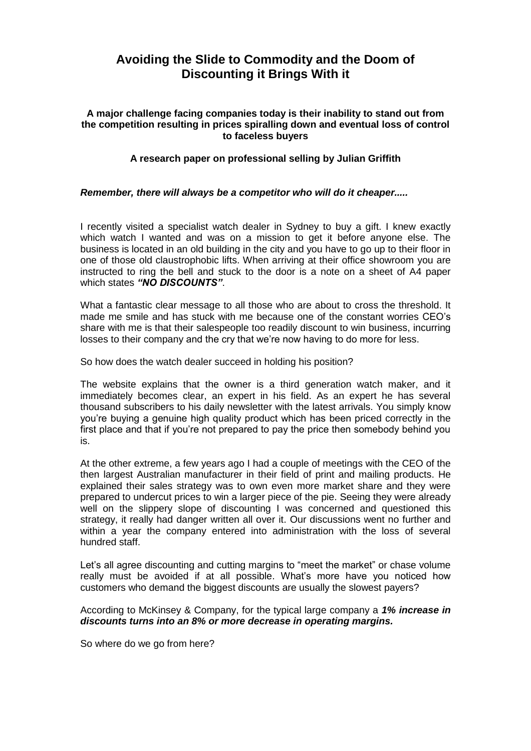# Avoiding the Slide to Commodity and the Doom of Discounting it Brings With it

**A major challenge facing companies today is their inability to stand out from the competition resulting in prices spiralling down and eventual loss of control to faceless buyers**

**A research paper on professional selling by Julian Griffith**

***Remember, there will always be a competitor who will do it cheaper.....***

I recently visited a specialist watch dealer in Sydney to buy a gift. I knew exactly which watch I wanted and was on a mission to get it before anyone else. The business is located in an old building in the city and you have to go up to their floor in one of those old claustrophobic lifts. When arriving at their office showroom you are instructed to ring the bell and stuck to the door is a note on a sheet of A4 paper which states ***"NO DISCOUNTS"***.

What a fantastic clear message to all those who are about to cross the threshold. It made me smile and has stuck with me because one of the constant worries CEO's share with me is that their salespeople too readily discount to win business, incurring losses to their company and the cry that we're now having to do more for less.

So how does the watch dealer succeed in holding his position?

The website explains that the owner is a third generation watch maker, and it immediately becomes clear, an expert in his field. As an expert he has several thousand subscribers to his daily newsletter with the latest arrivals. You simply know you're buying a genuine high quality product which has been priced correctly in the first place and that if you're not prepared to pay the price then somebody behind you is.

At the other extreme, a few years ago I had a couple of meetings with the CEO of the then largest Australian manufacturer in their field of print and mailing products. He explained their sales strategy was to own even more market share and they were prepared to undercut prices to win a larger piece of the pie. Seeing they were already well on the slippery slope of discounting I was concerned and questioned this strategy, it really had danger written all over it. Our discussions went no further and within a year the company entered into administration with the loss of several hundred staff.

Let's all agree discounting and cutting margins to "meet the market" or chase volume really must be avoided if at all possible. What's more have you noticed how customers who demand the biggest discounts are usually the slowest payers?

According to McKinsey & Company, for the typical large company a ***1% increase in discounts turns into an 8% or more decrease in operating margins.***

So where do we go from here?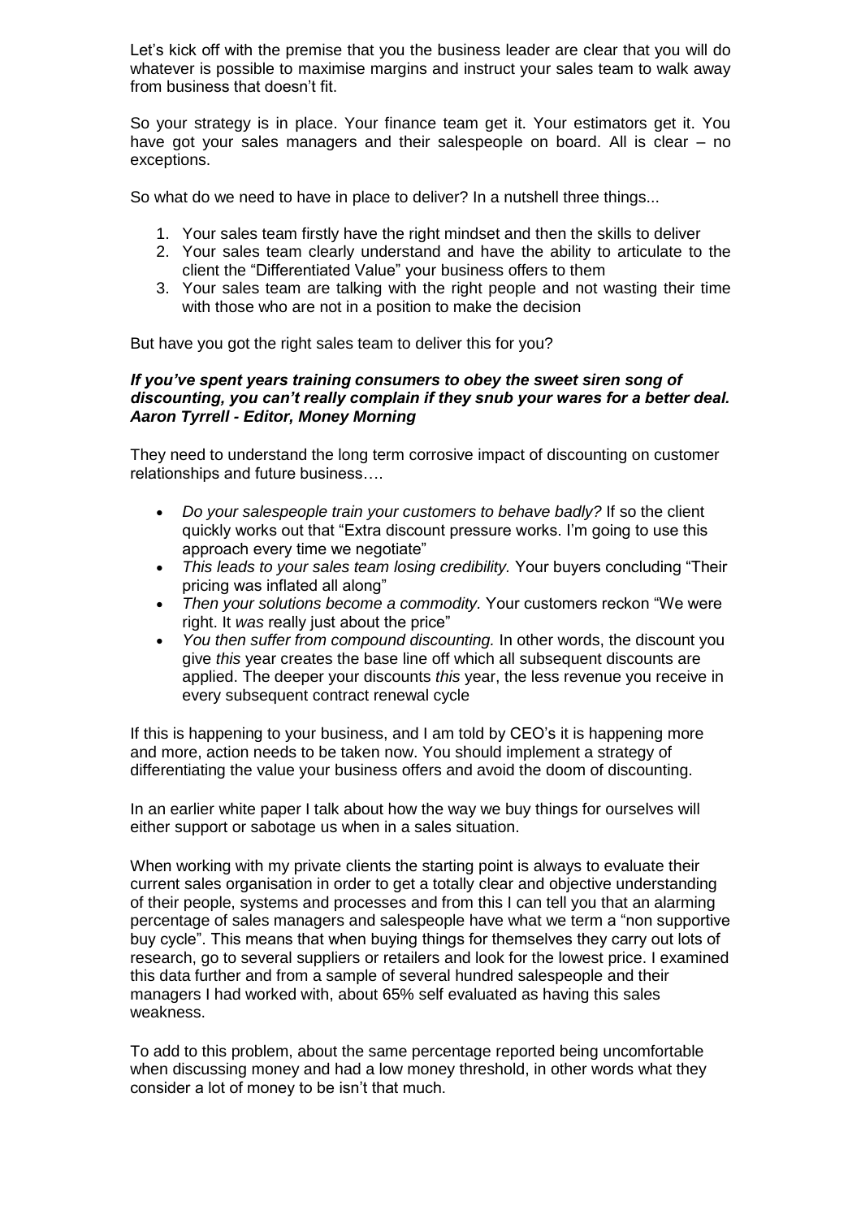Let's kick off with the premise that you the business leader are clear that you will do whatever is possible to maximise margins and instruct your sales team to walk away from business that doesn't fit.

So your strategy is in place. Your finance team get it. Your estimators get it. You have got your sales managers and their salespeople on board. All is clear – no exceptions.

So what do we need to have in place to deliver? In a nutshell three things...

1. Your sales team firstly have the right mindset and then the skills to deliver
2. Your sales team clearly understand and have the ability to articulate to the client the "Differentiated Value" your business offers to them
3. Your sales team are talking with the right people and not wasting their time with those who are not in a position to make the decision

But have you got the right sales team to deliver this for you?

***If you've spent years training consumers to obey the sweet siren song of discounting, you can't really complain if they snub your wares for a better deal. Aaron Tyrrell - Editor, Money Morning***

They need to understand the long term corrosive impact of discounting on customer relationships and future business….

- *Do your salespeople train your customers to behave badly?* If so the client quickly works out that "Extra discount pressure works. I'm going to use this approach every time we negotiate"
- *This leads to your sales team losing credibility.* Your buyers concluding "Their pricing was inflated all along"
- *Then your solutions become a commodity.* Your customers reckon "We were right. It *was* really just about the price"
- *You then suffer from compound discounting.* In other words, the discount you give *this* year creates the base line off which all subsequent discounts are applied. The deeper your discounts *this* year, the less revenue you receive in every subsequent contract renewal cycle

If this is happening to your business, and I am told by CEO's it is happening more and more, action needs to be taken now. You should implement a strategy of differentiating the value your business offers and avoid the doom of discounting.

In an earlier white paper I talk about how the way we buy things for ourselves will either support or sabotage us when in a sales situation.

When working with my private clients the starting point is always to evaluate their current sales organisation in order to get a totally clear and objective understanding of their people, systems and processes and from this I can tell you that an alarming percentage of sales managers and salespeople have what we term a "non supportive buy cycle". This means that when buying things for themselves they carry out lots of research, go to several suppliers or retailers and look for the lowest price. I examined this data further and from a sample of several hundred salespeople and their managers I had worked with, about 65% self evaluated as having this sales weakness.

To add to this problem, about the same percentage reported being uncomfortable when discussing money and had a low money threshold, in other words what they consider a lot of money to be isn't that much.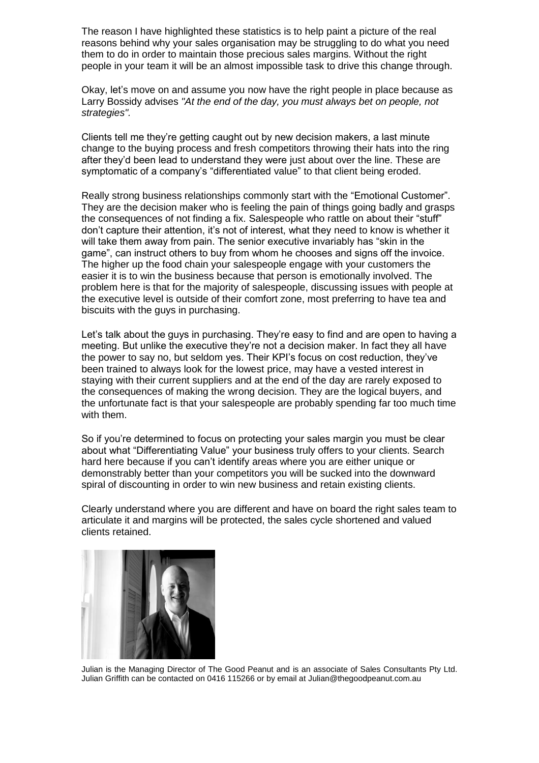The reason I have highlighted these statistics is to help paint a picture of the real reasons behind why your sales organisation may be struggling to do what you need them to do in order to maintain those precious sales margins. Without the right people in your team it will be an almost impossible task to drive this change through.

Okay, let's move on and assume you now have the right people in place because as Larry Bossidy advises *"At the end of the day, you must always bet on people, not strategies"*.

Clients tell me they're getting caught out by new decision makers, a last minute change to the buying process and fresh competitors throwing their hats into the ring after they'd been lead to understand they were just about over the line. These are symptomatic of a company's "differentiated value" to that client being eroded.

Really strong business relationships commonly start with the "Emotional Customer". They are the decision maker who is feeling the pain of things going badly and grasps the consequences of not finding a fix. Salespeople who rattle on about their "stuff" don't capture their attention, it's not of interest, what they need to know is whether it will take them away from pain. The senior executive invariably has "skin in the game", can instruct others to buy from whom he chooses and signs off the invoice. The higher up the food chain your salespeople engage with your customers the easier it is to win the business because that person is emotionally involved. The problem here is that for the majority of salespeople, discussing issues with people at the executive level is outside of their comfort zone, most preferring to have tea and biscuits with the guys in purchasing.

Let's talk about the guys in purchasing. They're easy to find and are open to having a meeting. But unlike the executive they're not a decision maker. In fact they all have the power to say no, but seldom yes. Their KPI's focus on cost reduction, they've been trained to always look for the lowest price, may have a vested interest in staying with their current suppliers and at the end of the day are rarely exposed to the consequences of making the wrong decision. They are the logical buyers, and the unfortunate fact is that your salespeople are probably spending far too much time with them.

So if you're determined to focus on protecting your sales margin you must be clear about what "Differentiating Value" your business truly offers to your clients. Search hard here because if you can't identify areas where you are either unique or demonstrably better than your competitors you will be sucked into the downward spiral of discounting in order to win new business and retain existing clients.

Clearly understand where you are different and have on board the right sales team to articulate it and margins will be protected, the sales cycle shortened and valued clients retained.

Julian is the Managing Director of The Good Peanut and is an associate of Sales Consultants Pty Ltd. Julian Griffith can be contacted on 0416 115266 or by email at Julian@thegoodpeanut.com.au